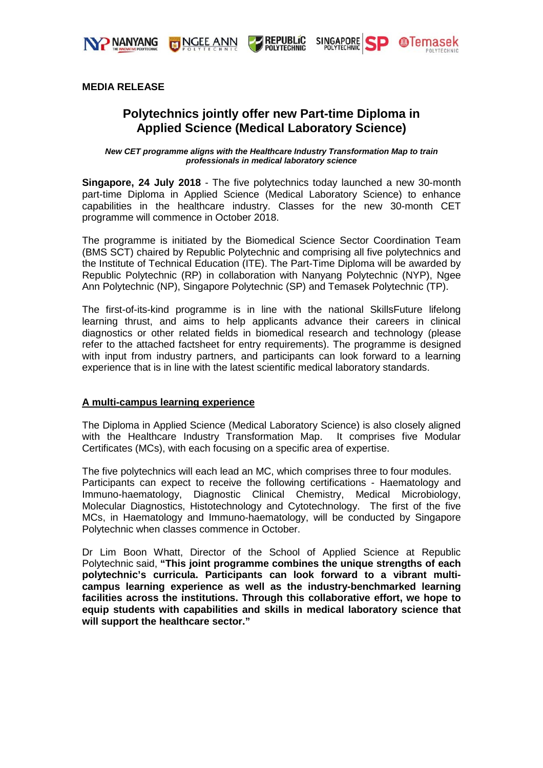**MEDIA RELEASE**

# Polytechnics jointly offer new Part-time Diploma in Applied Science (Medical Laboratory Science)

***New CET programme aligns with the Healthcare Industry Transformation Map to train professionals in medical laboratory science***

**Singapore, 24 July 2018** - The five polytechnics today launched a new 30-month part-time Diploma in Applied Science (Medical Laboratory Science) to enhance capabilities in the healthcare industry. Classes for the new 30-month CET programme will commence in October 2018.

The programme is initiated by the Biomedical Science Sector Coordination Team (BMS SCT) chaired by Republic Polytechnic and comprising all five polytechnics and the Institute of Technical Education (ITE). The Part-Time Diploma will be awarded by Republic Polytechnic (RP) in collaboration with Nanyang Polytechnic (NYP), Ngee Ann Polytechnic (NP), Singapore Polytechnic (SP) and Temasek Polytechnic (TP).

The first-of-its-kind programme is in line with the national SkillsFuture lifelong learning thrust, and aims to help applicants advance their careers in clinical diagnostics or other related fields in biomedical research and technology (please refer to the attached factsheet for entry requirements). The programme is designed with input from industry partners, and participants can look forward to a learning experience that is in line with the latest scientific medical laboratory standards.

## A multi-campus learning experience

The Diploma in Applied Science (Medical Laboratory Science) is also closely aligned with the Healthcare Industry Transformation Map. It comprises five Modular Certificates (MCs), with each focusing on a specific area of expertise.

The five polytechnics will each lead an MC, which comprises three to four modules. Participants can expect to receive the following certifications - Haematology and Immuno-haematology, Diagnostic Clinical Chemistry, Medical Microbiology, Molecular Diagnostics, Histotechnology and Cytotechnology. The first of the five MCs, in Haematology and Immuno-haematology, will be conducted by Singapore Polytechnic when classes commence in October.

Dr Lim Boon Whatt, Director of the School of Applied Science at Republic Polytechnic said, **"This joint programme combines the unique strengths of each polytechnic's curricula. Participants can look forward to a vibrant multi-campus learning experience as well as the industry-benchmarked learning facilities across the institutions. Through this collaborative effort, we hope to equip students with capabilities and skills in medical laboratory science that will support the healthcare sector."**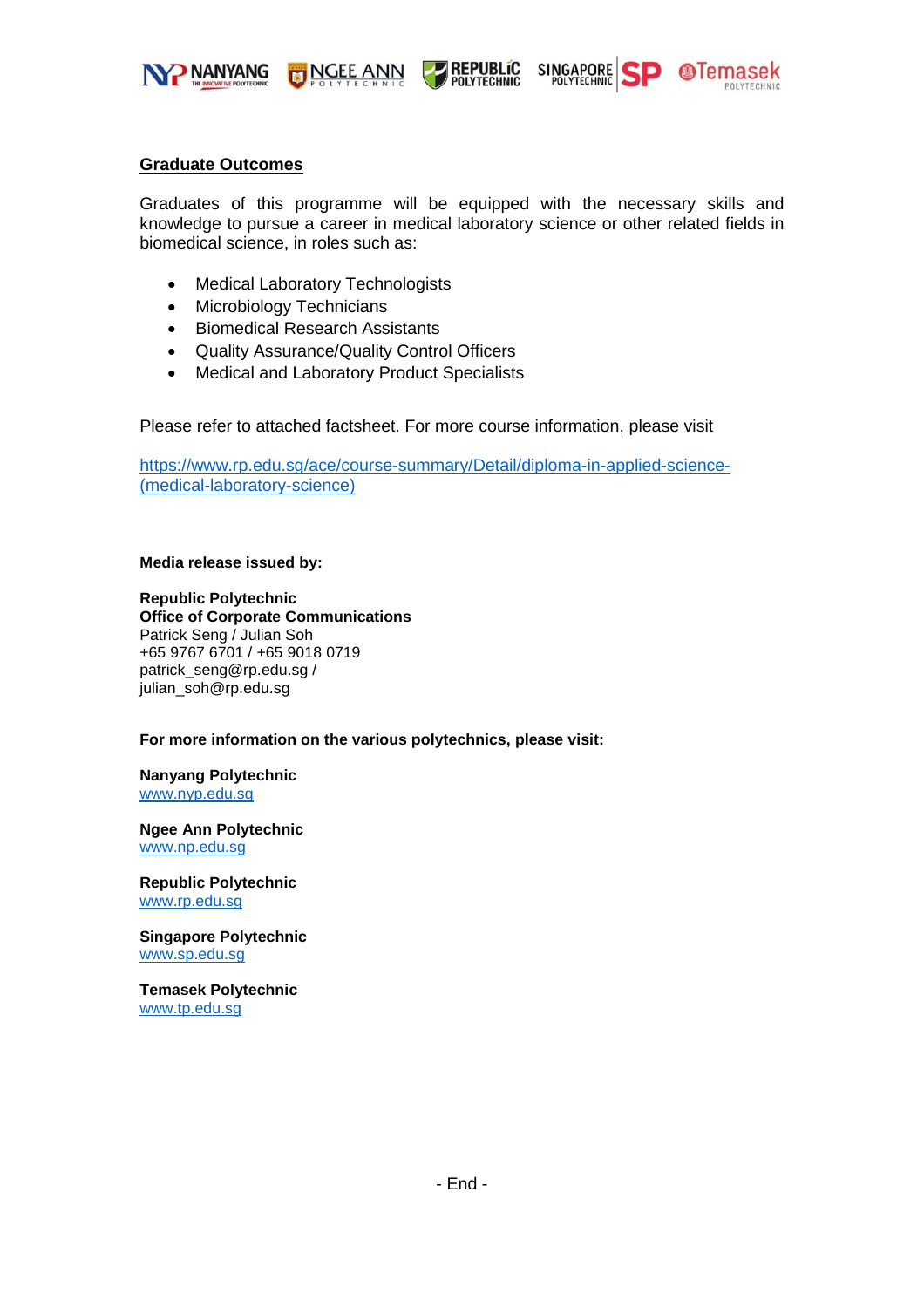## Graduate Outcomes

Graduates of this programme will be equipped with the necessary skills and knowledge to pursue a career in medical laboratory science or other related fields in biomedical science, in roles such as:

- Medical Laboratory Technologists
- Microbiology Technicians
- Biomedical Research Assistants
- Quality Assurance/Quality Control Officers
- Medical and Laboratory Product Specialists

Please refer to attached factsheet. For more course information, please visit

https://www.rp.edu.sg/ace/course-summary/Detail/diploma-in-applied-science-(medical-laboratory-science)

**Media release issued by:**

**Republic Polytechnic**
**Office of Corporate Communications**
Patrick Seng / Julian Soh
+65 9767 6701 / +65 9018 0719
patrick_seng@rp.edu.sg /
julian_soh@rp.edu.sg

**For more information on the various polytechnics, please visit:**

**Nanyang Polytechnic**
www.nyp.edu.sg

**Ngee Ann Polytechnic**
www.np.edu.sg

**Republic Polytechnic**
www.rp.edu.sg

**Singapore Polytechnic**
www.sp.edu.sg

**Temasek Polytechnic**
www.tp.edu.sg

- End -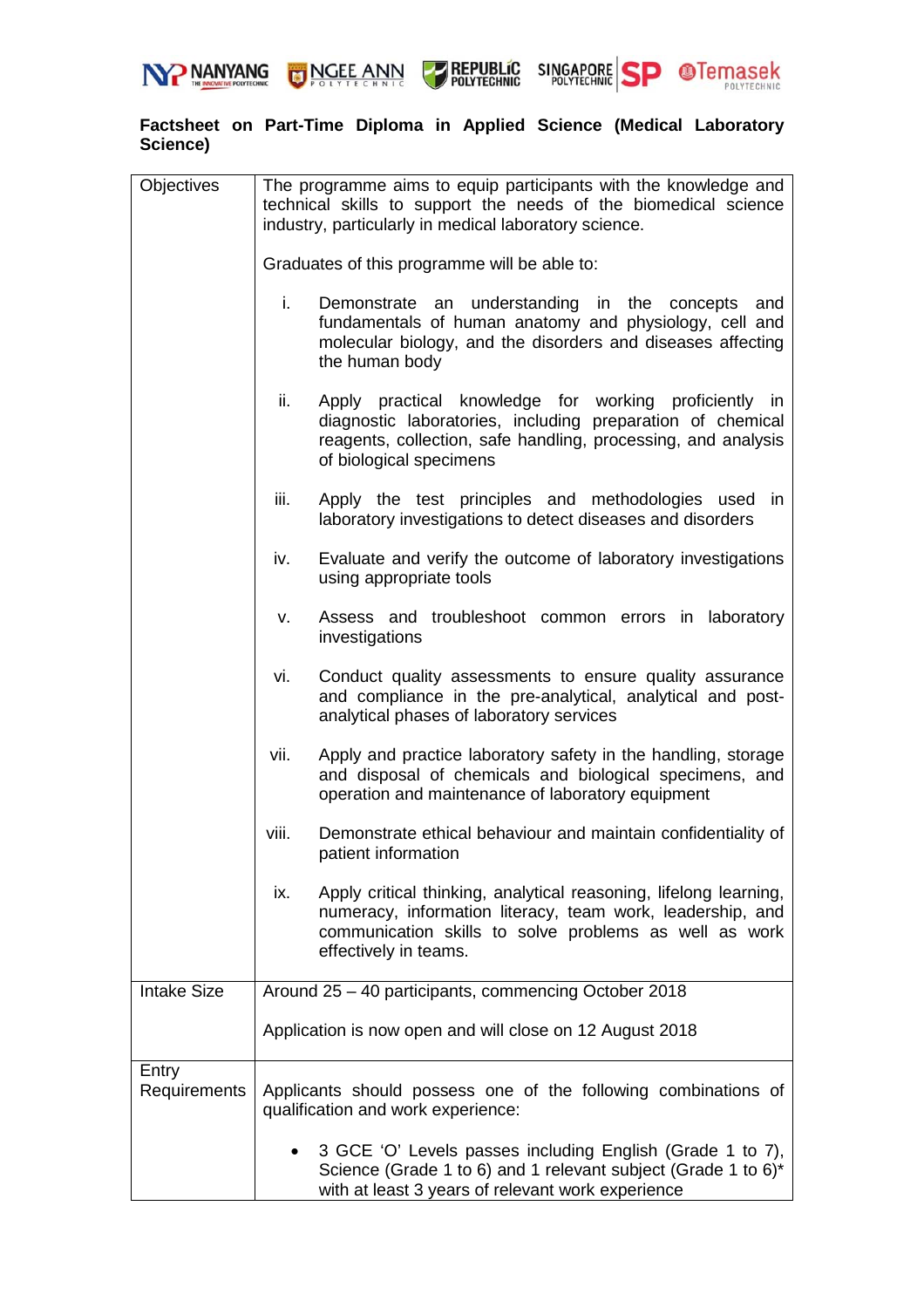**Factsheet on Part-Time Diploma in Applied Science (Medical Laboratory Science)**

| | |
|---|---|
| Objectives | The programme aims to equip participants with the knowledge and technical skills to support the needs of the biomedical science industry, particularly in medical laboratory science.<br><br>Graduates of this programme will be able to:<br><br>i. Demonstrate an understanding in the concepts and fundamentals of human anatomy and physiology, cell and molecular biology, and the disorders and diseases affecting the human body<br><br>ii. Apply practical knowledge for working proficiently in diagnostic laboratories, including preparation of chemical reagents, collection, safe handling, processing, and analysis of biological specimens<br><br>iii. Apply the test principles and methodologies used in laboratory investigations to detect diseases and disorders<br><br>iv. Evaluate and verify the outcome of laboratory investigations using appropriate tools<br><br>v. Assess and troubleshoot common errors in laboratory investigations<br><br>vi. Conduct quality assessments to ensure quality assurance and compliance in the pre-analytical, analytical and post-analytical phases of laboratory services<br><br>vii. Apply and practice laboratory safety in the handling, storage and disposal of chemicals and biological specimens, and operation and maintenance of laboratory equipment<br><br>viii. Demonstrate ethical behaviour and maintain confidentiality of patient information<br><br>ix. Apply critical thinking, analytical reasoning, lifelong learning, numeracy, information literacy, team work, leadership, and communication skills to solve problems as well as work effectively in teams. |
| Intake Size | Around 25 – 40 participants, commencing October 2018<br><br>Application is now open and will close on 12 August 2018 |
| Entry Requirements | Applicants should possess one of the following combinations of qualification and work experience:<br><br>• 3 GCE 'O' Levels passes including English (Grade 1 to 7), Science (Grade 1 to 6) and 1 relevant subject (Grade 1 to 6)* with at least 3 years of relevant work experience |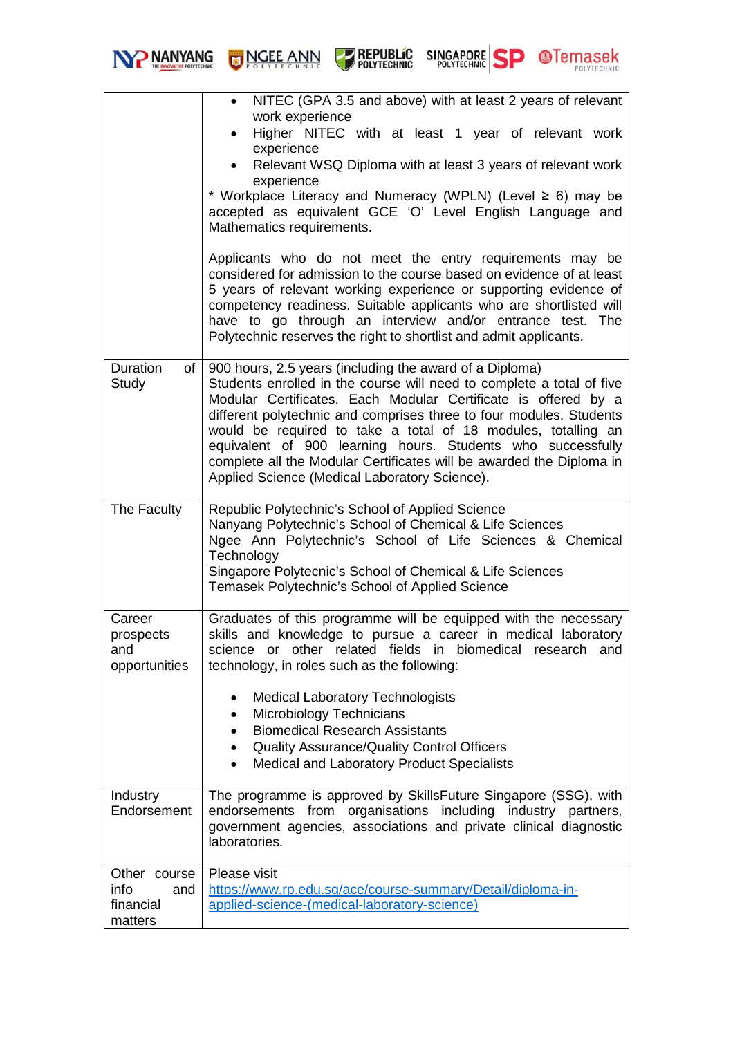| | |
|---|---|
| | • NITEC (GPA 3.5 and above) with at least 2 years of relevant work experience<br>• Higher NITEC with at least 1 year of relevant work experience<br>• Relevant WSQ Diploma with at least 3 years of relevant work experience<br>* Workplace Literacy and Numeracy (WPLN) (Level ≥ 6) may be accepted as equivalent GCE 'O' Level English Language and Mathematics requirements.<br><br>Applicants who do not meet the entry requirements may be considered for admission to the course based on evidence of at least 5 years of relevant working experience or supporting evidence of competency readiness. Suitable applicants who are shortlisted will have to go through an interview and/or entrance test. The Polytechnic reserves the right to shortlist and admit applicants. |
| Duration of Study | 900 hours, 2.5 years (including the award of a Diploma)<br>Students enrolled in the course will need to complete a total of five Modular Certificates. Each Modular Certificate is offered by a different polytechnic and comprises three to four modules. Students would be required to take a total of 18 modules, totalling an equivalent of 900 learning hours. Students who successfully complete all the Modular Certificates will be awarded the Diploma in Applied Science (Medical Laboratory Science). |
| The Faculty | Republic Polytechnic's School of Applied Science<br>Nanyang Polytechnic's School of Chemical & Life Sciences<br>Ngee Ann Polytechnic's School of Life Sciences & Chemical Technology<br>Singapore Polytecnic's School of Chemical & Life Sciences<br>Temasek Polytechnic's School of Applied Science |
| Career prospects and opportunities | Graduates of this programme will be equipped with the necessary skills and knowledge to pursue a career in medical laboratory science or other related fields in biomedical research and technology, in roles such as the following:<br><br>• Medical Laboratory Technologists<br>• Microbiology Technicians<br>• Biomedical Research Assistants<br>• Quality Assurance/Quality Control Officers<br>• Medical and Laboratory Product Specialists |
| Industry Endorsement | The programme is approved by SkillsFuture Singapore (SSG), with endorsements from organisations including industry partners, government agencies, associations and private clinical diagnostic laboratories. |
| Other course info and financial matters | Please visit<br>https://www.rp.edu.sg/ace/course-summary/Detail/diploma-in-applied-science-(medical-laboratory-science) |